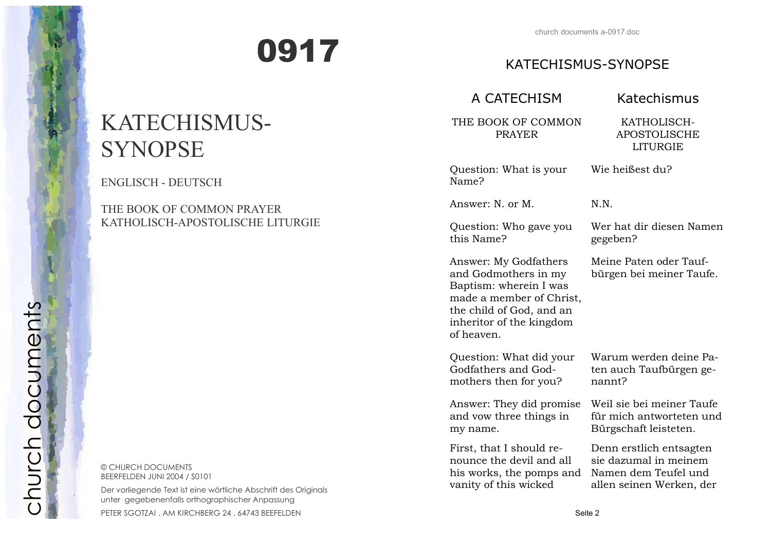# 0917

# KATECHISMUS-SYNOPSE

ENGLISCH - DEUTSCH

THE BOOK OF COMMON PRAYER
KATHOLISCH-APOSTOLISCHE LITURGIE

© CHURCH DOCUMENTS
BEERFELDEN JUNI 2004 / S0101

Der vorliegende Text ist eine wörtliche Abschrift des Originals unter gegebenenfalls orthographischer Anpassung

PETER SGOTZAI . AM KIRCHBERG 24 . 64743 BEEFELDEN

church documents

## KATECHISMUS-SYNOPSE

| A CATECHISM | Katechismus |
|---|---|
| THE BOOK OF COMMON PRAYER | KATHOLISCH-APOSTOLISCHE LITURGIE |
| Question: What is your Name? | Wie heißest du? |
| Answer: N. or M. | N.N. |
| Question: Who gave you this Name? | Wer hat dir diesen Namen gegeben? |
| Answer: My Godfathers and Godmothers in my Baptism: wherein I was made a member of Christ, the child of God, and an inheritor of the kingdom of heaven. | Meine Paten oder Taufbürgen bei meiner Taufe. |
| Question: What did your Godfathers and Godmothers then for you? | Warum werden deine Paten auch Taufbürgen genannt? |
| Answer: They did promise and vow three things in my name. | Weil sie bei meiner Taufe für mich antworteten und Bürgschaft leisteten. |
| First, that I should renounce the devil and all his works, the pomps and vanity of this wicked | Denn erstlich entsagten sie dazumal in meinem Namen dem Teufel und allen seinen Werken, der |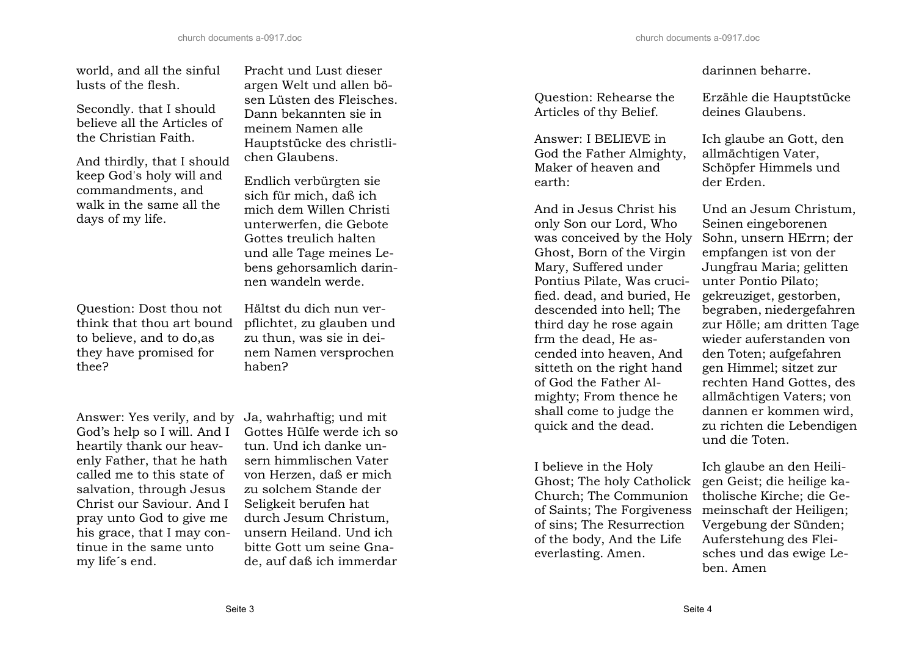world, and all the sinful lusts of the flesh.

Pracht und Lust dieser argen Welt und allen bösen Lüsten des Fleisches.

Secondly. that I should believe all the Articles of the Christian Faith.

Dann bekannten sie in meinem Namen alle Hauptstücke des christlichen Glaubens.

And thirdly, that I should keep God's holy will and commandments, and walk in the same all the days of my life.

Endlich verbürgten sie sich für mich, daß ich mich dem Willen Christi unterwerfen, die Gebote Gottes treulich halten und alle Tage meines Lebens gehorsamlich darinnen wandeln werde.

Question: Dost thou not think that thou art bound to believe, and to do,as they have promised for thee?

Hältst du dich nun verpflichtet, zu glauben und zu thun, was sie in deinem Namen versprochen haben?

Answer: Yes verily, and by God's help so I will. And I heartily thank our heavenly Father, that he hath called me to this state of salvation, through Jesus Christ our Saviour. And I pray unto God to give me his grace, that I may continue in the same unto my life´s end.

Ja, wahrhaftig; und mit Gottes Hülfe werde ich so tun. Und ich danke unsern himmlischen Vater von Herzen, daß er mich zu solchem Stande der Seligkeit berufen hat durch Jesum Christum, unsern Heiland. Und ich bitte Gott um seine Gnade, auf daß ich immerdar darinnen beharre.

Question: Rehearse the Articles of thy Belief.

Erzähle die Hauptstücke deines Glaubens.

Answer: I BELIEVE in God the Father Almighty, Maker of heaven and earth:

Ich glaube an Gott, den allmächtigen Vater, Schöpfer Himmels und der Erden.

And in Jesus Christ his only Son our Lord, Who was conceived by the Holy Ghost, Born of the Virgin Mary, Suffered under Pontius Pilate, Was crucified. dead, and buried, He descended into hell; The third day he rose again frm the dead, He ascended into heaven, And sitteth on the right hand of God the Father Almighty; From thence he shall come to judge the quick and the dead.

Und an Jesum Christum, Seinen eingeborenen Sohn, unsern HErrn; der empfangen ist von der Jungfrau Maria; gelitten unter Pontio Pilato; gekreuziget, gestorben, begraben, niedergefahren zur Hölle; am dritten Tage wieder auferstanden von den Toten; aufgefahren gen Himmel; sitzet zur rechten Hand Gottes, des allmächtigen Vaters; von dannen er kommen wird, zu richten die Lebendigen und die Toten.

I believe in the Holy Ghost; The holy Catholick Church; The Communion of Saints; The Forgiveness of sins; The Resurrection of the body, And the Life everlasting. Amen.

Ich glaube an den Heiligen Geist; die heilige katholische Kirche; die Gemeinschaft der Heiligen; Vergebung der Sünden; Auferstehung des Fleisches und das ewige Leben. Amen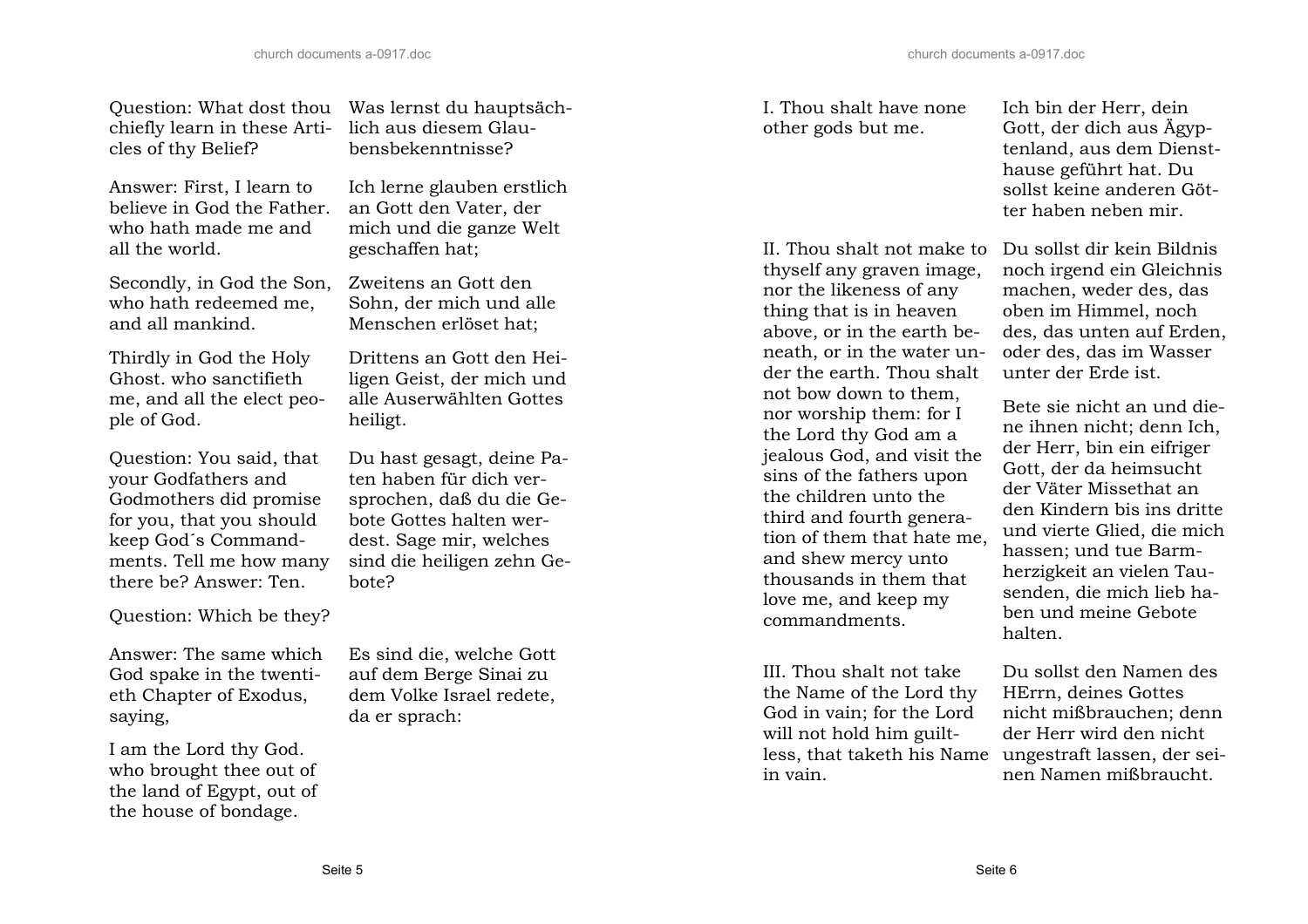Question: What dost thou chiefly learn in these Articles of thy Belief?

Was lernst du hauptsächlich aus diesem Glaubensbekenntnisse?

Answer: First, I learn to believe in God the Father. who hath made me and all the world.

Ich lerne glauben erstlich an Gott den Vater, der mich und die ganze Welt geschaffen hat;

Secondly, in God the Son, who hath redeemed me, and all mankind.

Zweitens an Gott den Sohn, der mich und alle Menschen erlöset hat;

Thirdly in God the Holy Ghost. who sanctifieth me, and all the elect people of God.

Drittens an Gott den Heiligen Geist, der mich und alle Auserwählten Gottes heiligt.

Question: You said, that your Godfathers and Godmothers did promise for you, that you should keep God´s Commandments. Tell me how many there be? Answer: Ten.

Du hast gesagt, deine Paten haben für dich versprochen, daß du die Gebote Gottes halten werdest. Sage mir, welches sind die heiligen zehn Gebote?

Question: Which be they?

Answer: The same which God spake in the twentieth Chapter of Exodus, saying,

Es sind die, welche Gott auf dem Berge Sinai zu dem Volke Israel redete, da er sprach:

I am the Lord thy God. who brought thee out of the land of Egypt, out of the house of bondage.

I. Thou shalt have none other gods but me.

Ich bin der Herr, dein Gott, der dich aus Ägyptenland, aus dem Diensthause geführt hat. Du sollst keine anderen Götter haben neben mir.

II. Thou shalt not make to thyself any graven image, nor the likeness of any thing that is in heaven above, or in the earth beneath, or in the water under the earth. Thou shalt not bow down to them, nor worship them: for I the Lord thy God am a jealous God, and visit the sins of the fathers upon the children unto the third and fourth generation of them that hate me, and shew mercy unto thousands in them that love me, and keep my commandments.

Du sollst dir kein Bildnis noch irgend ein Gleichnis machen, weder des, das oben im Himmel, noch des, das unten auf Erden, oder des, das im Wasser unter der Erde ist.

Bete sie nicht an und diene ihnen nicht; denn Ich, der Herr, bin ein eifriger Gott, der da heimsucht der Väter Missethat an den Kindern bis ins dritte und vierte Glied, die mich hassen; und tue Barmherzigkeit an vielen Tausenden, die mich lieb haben und meine Gebote halten.

III. Thou shalt not take the Name of the Lord thy God in vain; for the Lord will not hold him guiltless, that taketh his Name in vain.

Du sollst den Namen des HErrn, deines Gottes nicht mißbrauchen; denn der Herr wird den nicht ungestraft lassen, der seinen Namen mißbraucht.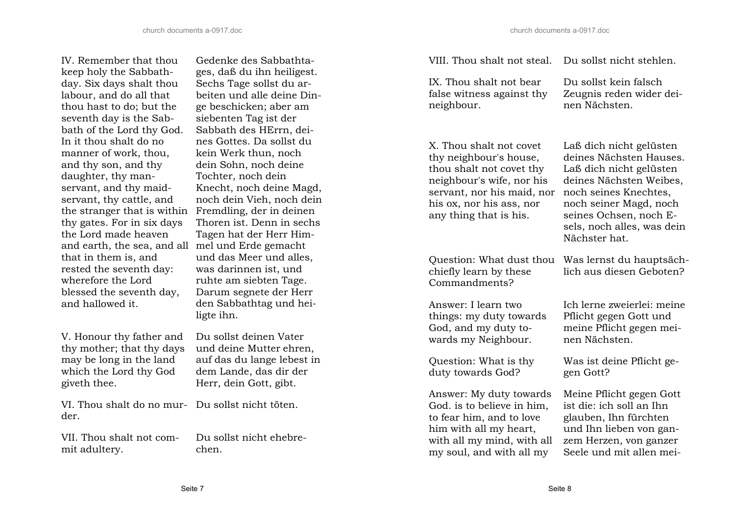| | |
|---|---|
| IV. Remember that thou keep holy the Sabbath-day. Six days shalt thou labour, and do all that thou hast to do; but the seventh day is the Sabbath of the Lord thy God. In it thou shalt do no manner of work, thou, and thy son, and thy daughter, thy man-servant, and thy maid-servant, thy cattle, and the stranger that is within thy gates. For in six days the Lord made heaven and earth, the sea, and all that in them is, and rested the seventh day: wherefore the Lord blessed the seventh day, and hallowed it. | Gedenke des Sabbathtages, daß du ihn heiligest. Sechs Tage sollst du arbeiten und alle deine Dinge beschicken; aber am siebenten Tag ist der Sabbath des HErrn, deines Gottes. Da sollst du kein Werk thun, noch dein Sohn, noch deine Tochter, noch dein Knecht, noch deine Magd, noch dein Vieh, noch dein Fremdling, der in deinen Thoren ist. Denn in sechs Tagen hat der Herr Himmel und Erde gemacht und das Meer und alles, was darinnen ist, und ruhte am siebten Tage. Darum segnete der Herr den Sabbathtag und heiligte ihn. |
| V. Honour thy father and thy mother; that thy days may be long in the land which the Lord thy God giveth thee. | Du sollst deinen Vater und deine Mutter ehren, auf das du lange lebest in dem Lande, das dir der Herr, dein Gott, gibt. |
| VI. Thou shalt do no murder. | Du sollst nicht töten. |
| VII. Thou shalt not commit adultery. | Du sollst nicht ehebrechen. |
| VIII. Thou shalt not steal. | Du sollst nicht stehlen. |
| IX. Thou shalt not bear false witness against thy neighbour. | Du sollst kein falsch Zeugnis reden wider deinen Nächsten. |
| X. Thou shalt not covet thy neighbour's house, thou shalt not covet thy neighbour's wife, nor his servant, nor his maid, nor his ox, nor his ass, nor any thing that is his. | Laß dich nicht gelüsten deines Nächsten Hauses. Laß dich nicht gelüsten deines Nächsten Weibes, noch seines Knechtes, noch seiner Magd, noch seines Ochsen, noch Esels, noch alles, was dein Nächster hat. |
| Question: What dust thou chiefly learn by these Commandments? | Was lernst du hauptsächlich aus diesen Geboten? |
| Answer: I learn two things: my duty towards God, and my duty towards my Neighbour. | Ich lerne zweierlei: meine Pflicht gegen Gott und meine Pflicht gegen meinen Nächsten. |
| Question: What is thy duty towards God? | Was ist deine Pflicht gegen Gott? |
| Answer: My duty towards God. is to believe in him, to fear him, and to love him with all my heart, with all my mind, with all my soul, and with all my | Meine Pflicht gegen Gott ist die: ich soll an Ihn glauben, Ihn fürchten und Ihn lieben von ganzem Herzen, von ganzer Seele und mit allen mei- |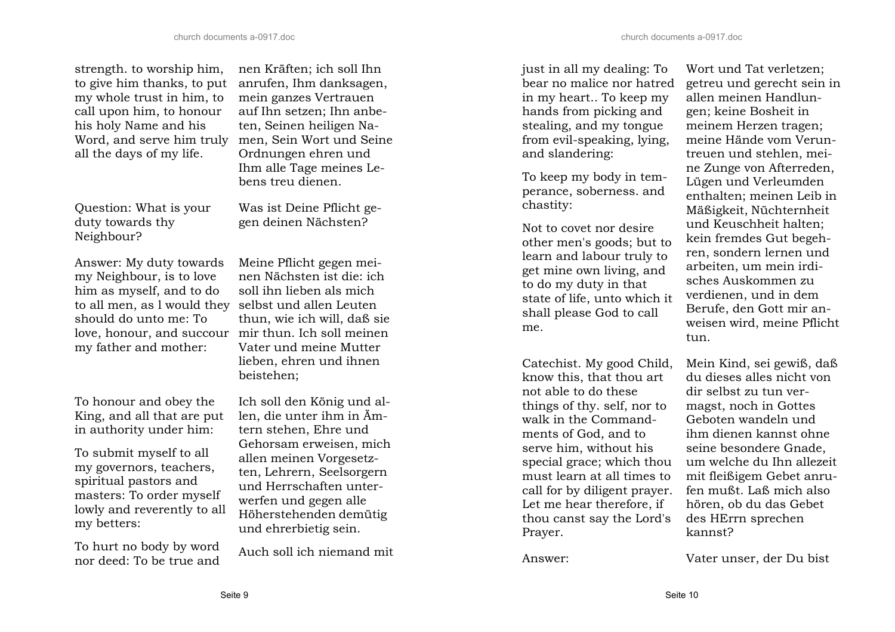| | |
|---|---|
| strength. to worship him, to give him thanks, to put my whole trust in him, to call upon him, to honour his holy Name and his Word, and serve him truly all the days of my life. | nen Kräften; ich soll Ihn anrufen, Ihm danksagen, mein ganzes Vertrauen auf Ihn setzen; Ihn anbeten, Seinen heiligen Namen, Sein Wort und Seine Ordnungen ehren und Ihm alle Tage meines Lebens treu dienen. |
| Question: What is your duty towards thy Neighbour? | Was ist Deine Pflicht gegen deinen Nächsten? |
| Answer: My duty towards my Neighbour, is to love him as myself, and to do to all men, as l would they should do unto me: To love, honour, and succour my father and mother: | Meine Pflicht gegen meinen Nächsten ist die: ich soll ihn lieben als mich selbst und allen Leuten thun, wie ich will, daß sie mir thun. Ich soll meinen Vater und meine Mutter lieben, ehren und ihnen beistehen; |
| To honour and obey the King, and all that are put in authority under him: To submit myself to all my governors, teachers, spiritual pastors and masters: To order myself lowly and reverently to all my betters: | Ich soll den König und allen, die unter ihm in Ämtern stehen, Ehre und Gehorsam erweisen, mich allen meinen Vorgesetzten, Lehrern, Seelsorgern und Herrschaften unterwerfen und gegen alle Höherstehenden demütig und ehrerbietig sein. |
| To hurt no body by word nor deed: To be true and just in all my dealing: To bear no malice nor hatred in my heart.. To keep my hands from picking and stealing, and my tongue from evil-speaking, lying, and slandering: To keep my body in temperance, soberness. and chastity: Not to covet nor desire other men's goods; but to learn and labour truly to get mine own living, and to do my duty in that state of life, unto which it shall please God to call me. | Auch soll ich niemand mit Wort und Tat verletzen; getreu und gerecht sein in allen meinen Handlungen; keine Bosheit in meinem Herzen tragen; meine Hände vom Veruntreuen und stehlen, meine Zunge von Afterreden, Lügen und Verleumden enthalten; meinen Leib in Mäßigkeit, Nüchternheit und Keuschheit halten; kein fremdes Gut begehren, sondern lernen und arbeiten, um mein irdisches Auskommen zu verdienen, und in dem Berufe, den Gott mir anweisen wird, meine Pflicht tun. |
| Catechist. My good Child, know this, that thou art not able to do these things of thy. self, nor to walk in the Commandments of God, and to serve him, without his special grace; which thou must learn at all times to call for by diligent prayer. Let me hear therefore, if thou canst say the Lord's Prayer. | Mein Kind, sei gewiß, daß du dieses alles nicht von dir selbst zu tun vermagst, noch in Gottes Geboten wandeln und ihm dienen kannst ohne seine besondere Gnade, um welche du Ihn allezeit mit fleißigem Gebet anrufen mußt. Laß mich also hören, ob du das Gebet des HErrn sprechen kannst? |
| Answer: | Vater unser, der Du bist |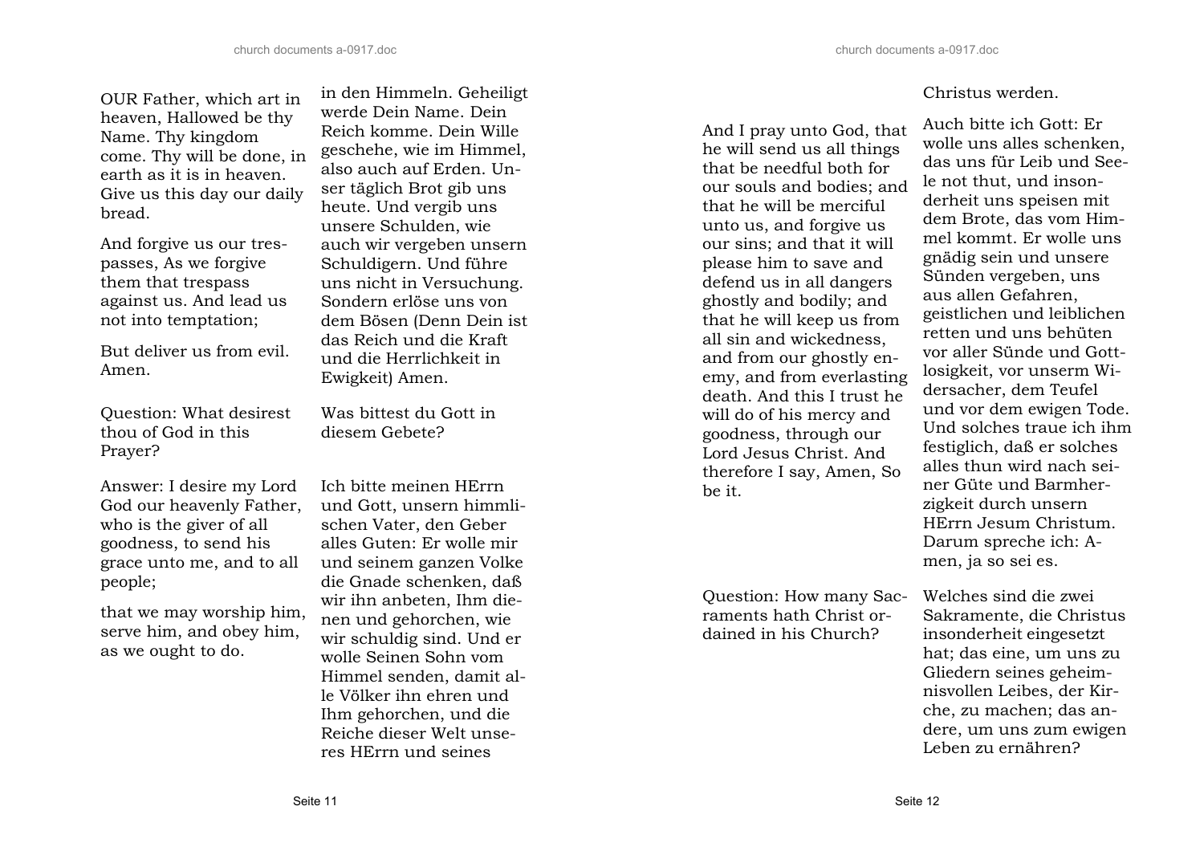OUR Father, which art in heaven, Hallowed be thy Name. Thy kingdom come. Thy will be done, in earth as it is in heaven. Give us this day our daily bread.

And forgive us our trespasses, As we forgive them that trespass against us. And lead us not into temptation;

But deliver us from evil. Amen.

in den Himmeln. Geheiligt werde Dein Name. Dein Reich komme. Dein Wille geschehe, wie im Himmel, also auch auf Erden. Unser täglich Brot gib uns heute. Und vergib uns unsere Schulden, wie auch wir vergeben unsern Schuldigern. Und führe uns nicht in Versuchung. Sondern erlöse uns von dem Bösen (Denn Dein ist das Reich und die Kraft und die Herrlichkeit in Ewigkeit) Amen.

Question: What desirest thou of God in this Prayer?

Was bittest du Gott in diesem Gebete?

Answer: I desire my Lord God our heavenly Father, who is the giver of all goodness, to send his grace unto me, and to all people;

that we may worship him, serve him, and obey him, as we ought to do.

Ich bitte meinen HErrn und Gott, unsern himmlischen Vater, den Geber alles Guten: Er wolle mir und seinem ganzen Volke die Gnade schenken, daß wir ihn anbeten, Ihm dienen und gehorchen, wie wir schuldig sind. Und er wolle Seinen Sohn vom Himmel senden, damit alle Völker ihn ehren und Ihm gehorchen, und die Reiche dieser Welt unseres HErrn und seines Christus werden.

And I pray unto God, that he will send us all things that be needful both for our souls and bodies; and that he will be merciful unto us, and forgive us our sins; and that it will please him to save and defend us in all dangers ghostly and bodily; and that he will keep us from all sin and wickedness, and from our ghostly enemy, and from everlasting death. And this I trust he will do of his mercy and goodness, through our Lord Jesus Christ. And therefore I say, Amen, So be it.

Auch bitte ich Gott: Er wolle uns alles schenken, das uns für Leib und Seele not thut, und insonderheit uns speisen mit dem Brote, das vom Himmel kommt. Er wolle uns gnädig sein und unsere Sünden vergeben, uns aus allen Gefahren, geistlichen und leiblichen retten und uns behüten vor aller Sünde und Gottlosigkeit, vor unserm Widersacher, dem Teufel und vor dem ewigen Tode. Und solches traue ich ihm festiglich, daß er solches alles thun wird nach seiner Güte und Barmherzigkeit durch unsern HErrn Jesum Christum. Darum spreche ich: Amen, ja so sei es.

Question: How many Sacraments hath Christ ordained in his Church?

Welches sind die zwei Sakramente, die Christus insonderheit eingesetzt hat; das eine, um uns zu Gliedern seines geheimnisvollen Leibes, der Kirche, zu machen; das andere, um uns zum ewigen Leben zu ernähren?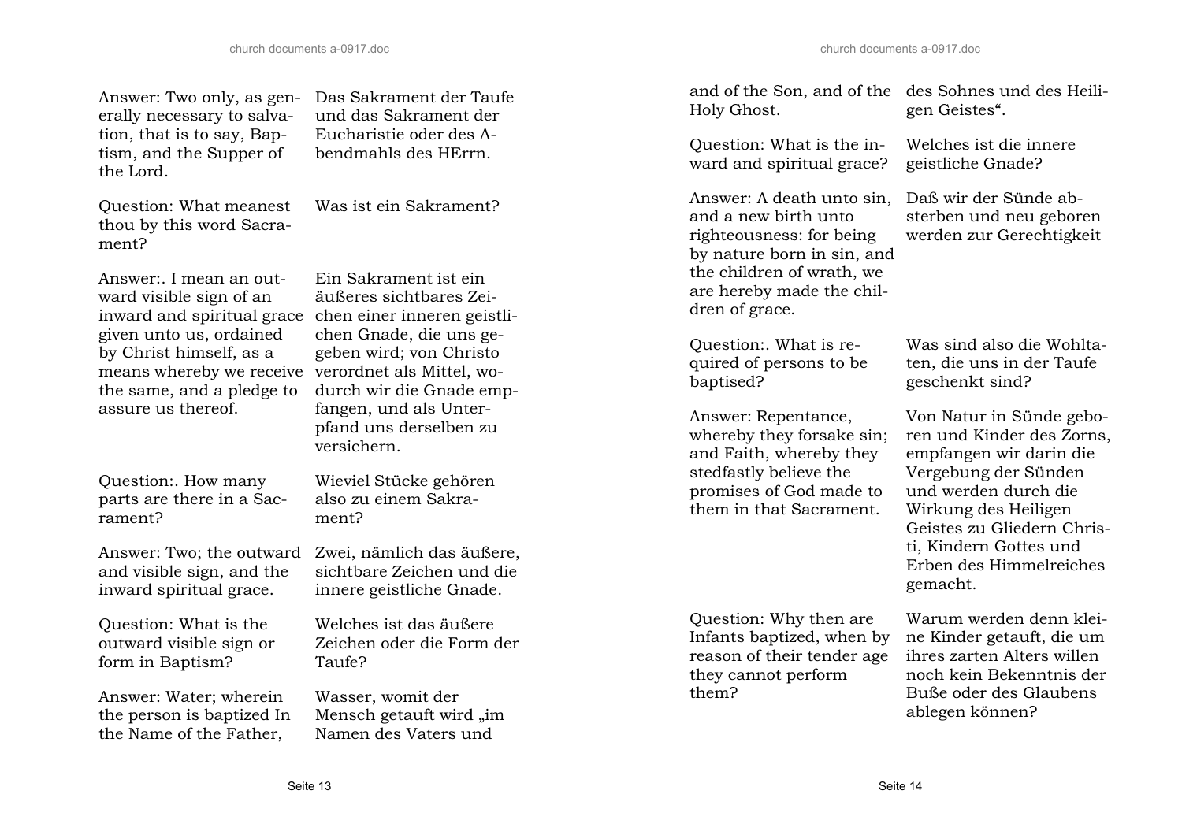| | |
|---|---|
| Answer: Two only, as generally necessary to salvation, that is to say, Baptism, and the Supper of the Lord. | Das Sakrament der Taufe und das Sakrament der Eucharistie oder des Abendmahls des HErrn. |
| Question: What meanest thou by this word Sacrament? | Was ist ein Sakrament? |
| Answer:. I mean an outward visible sign of an inward and spiritual grace given unto us, ordained by Christ himself, as a means whereby we receive the same, and a pledge to assure us thereof. | Ein Sakrament ist ein äußeres sichtbares Zeichen einer inneren geistlichen Gnade, die uns gegeben wird; von Christo verordnet als Mittel, wodurch wir die Gnade empfangen, und als Unterpfand uns derselben zu versichern. |
| Question:. How many parts are there in a Sacrament? | Wieviel Stücke gehören also zu einem Sakrament? |
| Answer: Two; the outward and visible sign, and the inward spiritual grace. | Zwei, nämlich das äußere, sichtbare Zeichen und die innere geistliche Gnade. |
| Question: What is the outward visible sign or form in Baptism? | Welches ist das äußere Zeichen oder die Form der Taufe? |
| Answer: Water; wherein the person is baptized In the Name of the Father, and of the Son, and of the Holy Ghost. | Wasser, womit der Mensch getauft wird „im Namen des Vaters und des Sohnes und des Heiligen Geistes“. |
| Question: What is the inward and spiritual grace? | Welches ist die innere geistliche Gnade? |
| Answer: A death unto sin, and a new birth unto righteousness: for being by nature born in sin, and the children of wrath, we are hereby made the children of grace. | Daß wir der Sünde absterben und neu geboren werden zur Gerechtigkeit |
| Question:. What is required of persons to be baptised? | Was sind also die Wohltaten, die uns in der Taufe geschenkt sind? |
| Answer: Repentance, whereby they forsake sin; and Faith, whereby they stedfastly believe the promises of God made to them in that Sacrament. | Von Natur in Sünde geboren und Kinder des Zorns, empfangen wir darin die Vergebung der Sünden und werden durch die Wirkung des Heiligen Geistes zu Gliedern Christi, Kindern Gottes und Erben des Himmelreiches gemacht. |
| Question: Why then are Infants baptized, when by reason of their tender age they cannot perform them? | Warum werden denn kleine Kinder getauft, die um ihres zarten Alters willen noch kein Bekenntnis der Buße oder des Glaubens ablegen können? |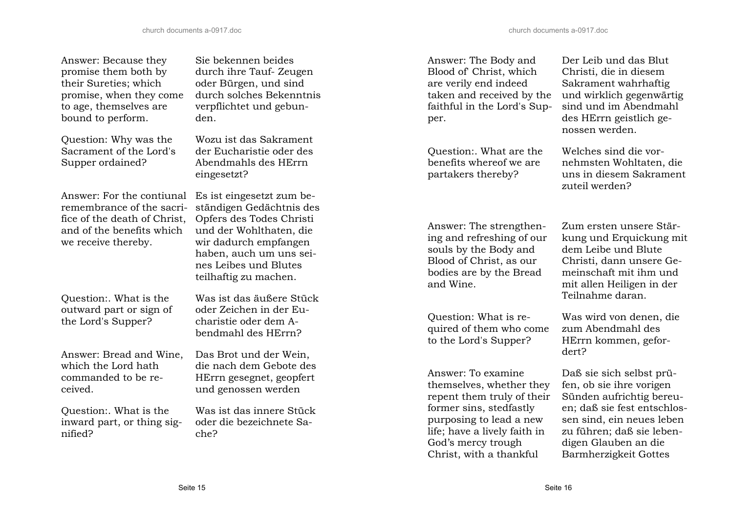| | |
|---|---|
| Answer: Because they promise them both by their Sureties; which promise, when they come to age, themselves are bound to perform. | Sie bekennen beides durch ihre Tauf- Zeugen oder Bürgen, und sind durch solches Bekenntnis verpflichtet und gebunden. |
| Question: Why was the Sacrament of the Lord's Supper ordained? | Wozu ist das Sakrament der Eucharistie oder des Abendmahls des HErrn eingesetzt? |
| Answer: For the contiunal remembrance of the sacrifice of the death of Christ, and of the benefits which we receive thereby. | Es ist eingesetzt zum beständigen Gedächtnis des Opfers des Todes Christi und der Wohlthaten, die wir dadurch empfangen haben, auch um uns seines Leibes und Blutes teilhaftig zu machen. |
| Question:. What is the outward part or sign of the Lord's Supper? | Was ist das äußere Stück oder Zeichen in der Eucharistie oder dem Abendmahl des HErrn? |
| Answer: Bread and Wine, which the Lord hath commanded to be received. | Das Brot und der Wein, die nach dem Gebote des HErrn gesegnet, geopfert und genossen werden |
| Question:. What is the inward part, or thing signified? | Was ist das innere Stück oder die bezeichnete Sache? |
| Answer: The Body and Blood of' Christ, which are verily end indeed taken and received by the faithful in the Lord's Supper. | Der Leib und das Blut Christi, die in diesem Sakrament wahrhaftig und wirklich gegenwärtig sind und im Abendmahl des HErrn geistlich genossen werden. |
| Question:. What are the benefits whereof we are partakers thereby? | Welches sind die vornehmsten Wohltaten, die uns in diesem Sakrament zuteil werden? |
| Answer: The strengthening and refreshing of our souls by the Body and Blood of Christ, as our bodies are by the Bread and Wine. | Zum ersten unsere Stärkung und Erquickung mit dem Leibe und Blute Christi, dann unsere Gemeinschaft mit ihm und mit allen Heiligen in der Teilnahme daran. |
| Question: What is required of them who come to the Lord's Supper? | Was wird von denen, die zum Abendmahl des HErrn kommen, gefordert? |
| Answer: To examine themselves, whether they repent them truly of their former sins, stedfastly purposing to lead a new life; have a lively faith in God's mercy trough Christ, with a thankful | Daß sie sich selbst prüfen, ob sie ihre vorigen Sünden aufrichtig bereuen; daß sie fest entschlossen sind, ein neues leben zu führen; daß sie lebendigen Glauben an die Barmherzigkeit Gottes |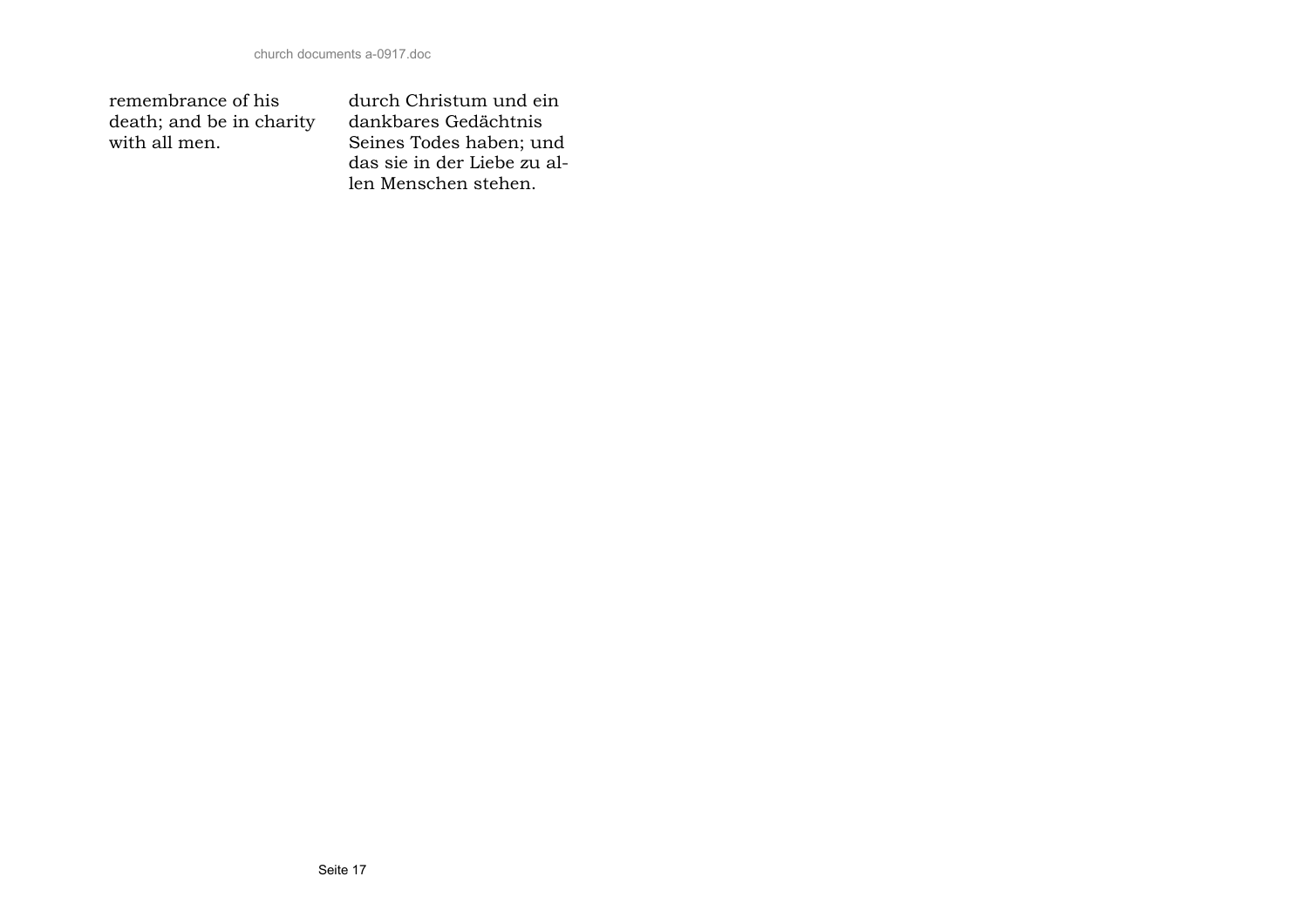remembrance of his death; and be in charity with all men.

durch Christum und ein dankbares Gedächtnis Seines Todes haben; und das sie in der Liebe zu allen Menschen stehen.